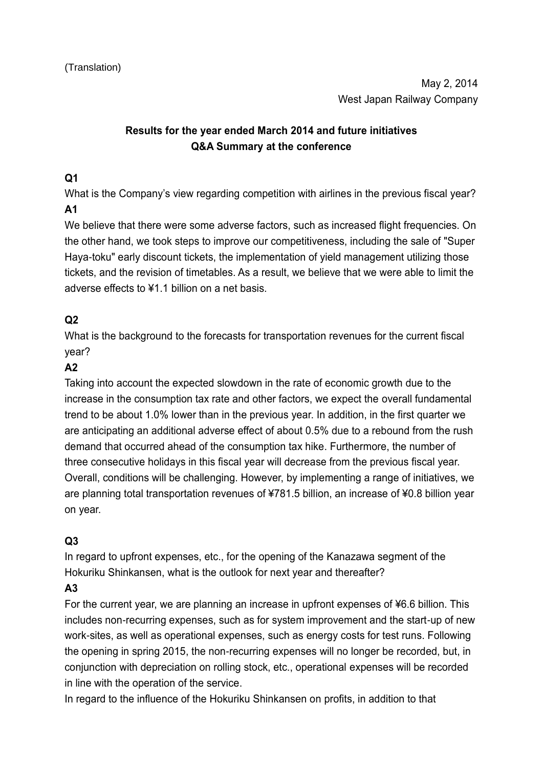(Translation)

May 2, 2014
West Japan Railway Company

# Results for the year ended March 2014 and future initiatives
## Q&A Summary at the conference

**Q1**

What is the Company's view regarding competition with airlines in the previous fiscal year?

**A1**

We believe that there were some adverse factors, such as increased flight frequencies. On the other hand, we took steps to improve our competitiveness, including the sale of "Super Haya-toku" early discount tickets, the implementation of yield management utilizing those tickets, and the revision of timetables. As a result, we believe that we were able to limit the adverse effects to ¥1.1 billion on a net basis.

**Q2**

What is the background to the forecasts for transportation revenues for the current fiscal year?

**A2**

Taking into account the expected slowdown in the rate of economic growth due to the increase in the consumption tax rate and other factors, we expect the overall fundamental trend to be about 1.0% lower than in the previous year. In addition, in the first quarter we are anticipating an additional adverse effect of about 0.5% due to a rebound from the rush demand that occurred ahead of the consumption tax hike. Furthermore, the number of three consecutive holidays in this fiscal year will decrease from the previous fiscal year. Overall, conditions will be challenging. However, by implementing a range of initiatives, we are planning total transportation revenues of ¥781.5 billion, an increase of ¥0.8 billion year on year.

**Q3**

In regard to upfront expenses, etc., for the opening of the Kanazawa segment of the Hokuriku Shinkansen, what is the outlook for next year and thereafter?

**A3**

For the current year, we are planning an increase in upfront expenses of ¥6.6 billion. This includes non-recurring expenses, such as for system improvement and the start-up of new work-sites, as well as operational expenses, such as energy costs for test runs. Following the opening in spring 2015, the non-recurring expenses will no longer be recorded, but, in conjunction with depreciation on rolling stock, etc., operational expenses will be recorded in line with the operation of the service.

In regard to the influence of the Hokuriku Shinkansen on profits, in addition to that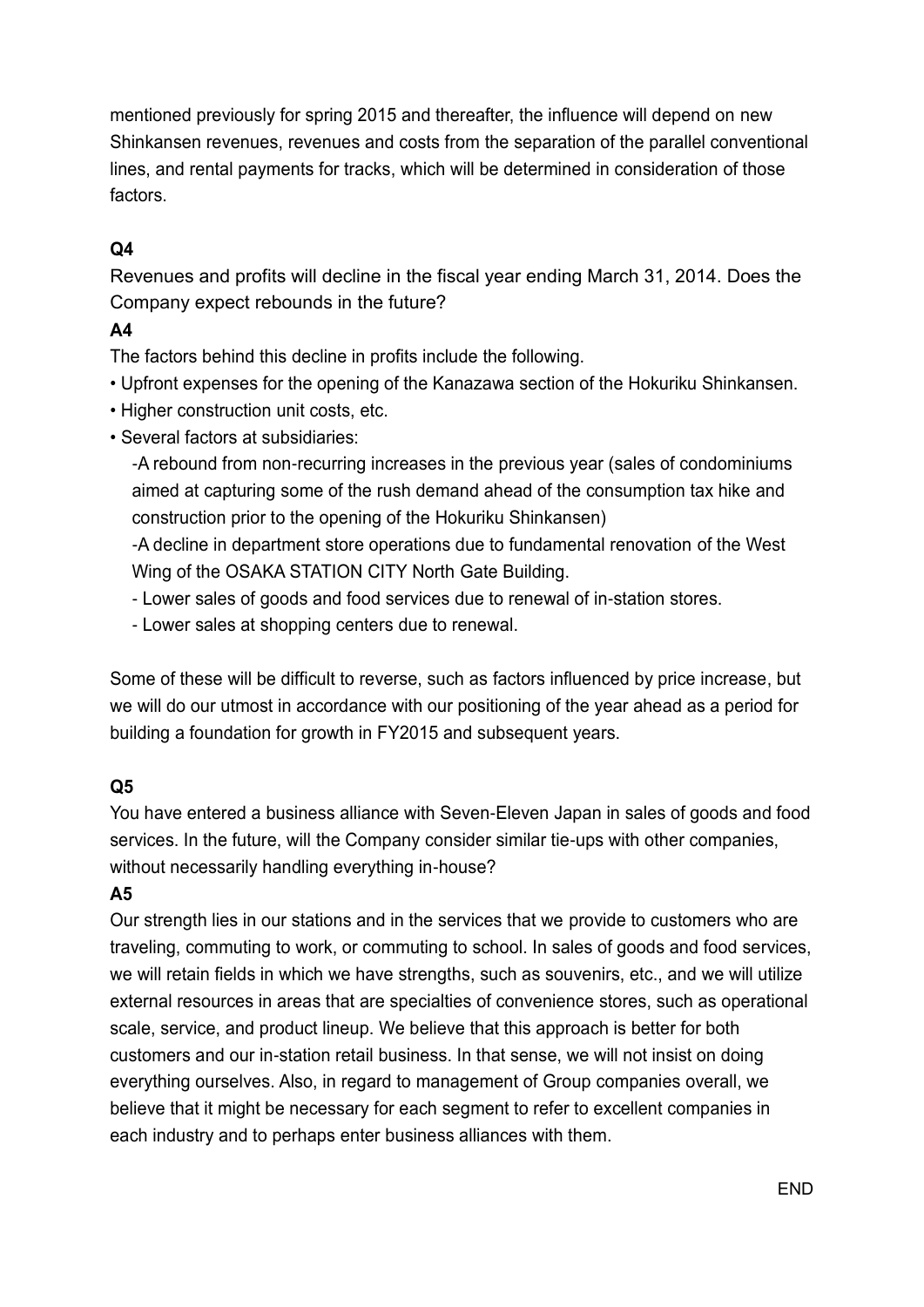mentioned previously for spring 2015 and thereafter, the influence will depend on new Shinkansen revenues, revenues and costs from the separation of the parallel conventional lines, and rental payments for tracks, which will be determined in consideration of those factors.

**Q4**

Revenues and profits will decline in the fiscal year ending March 31, 2014. Does the Company expect rebounds in the future?

**A4**

The factors behind this decline in profits include the following.

- Upfront expenses for the opening of the Kanazawa section of the Hokuriku Shinkansen.
- Higher construction unit costs, etc.
- Several factors at subsidiaries:
  - A rebound from non-recurring increases in the previous year (sales of condominiums aimed at capturing some of the rush demand ahead of the consumption tax hike and construction prior to the opening of the Hokuriku Shinkansen)
  - A decline in department store operations due to fundamental renovation of the West Wing of the OSAKA STATION CITY North Gate Building.
  - Lower sales of goods and food services due to renewal of in-station stores.
  - Lower sales at shopping centers due to renewal.

Some of these will be difficult to reverse, such as factors influenced by price increase, but we will do our utmost in accordance with our positioning of the year ahead as a period for building a foundation for growth in FY2015 and subsequent years.

**Q5**

You have entered a business alliance with Seven-Eleven Japan in sales of goods and food services. In the future, will the Company consider similar tie-ups with other companies, without necessarily handling everything in-house?

**A5**

Our strength lies in our stations and in the services that we provide to customers who are traveling, commuting to work, or commuting to school. In sales of goods and food services, we will retain fields in which we have strengths, such as souvenirs, etc., and we will utilize external resources in areas that are specialties of convenience stores, such as operational scale, service, and product lineup. We believe that this approach is better for both customers and our in-station retail business. In that sense, we will not insist on doing everything ourselves. Also, in regard to management of Group companies overall, we believe that it might be necessary for each segment to refer to excellent companies in each industry and to perhaps enter business alliances with them.

END